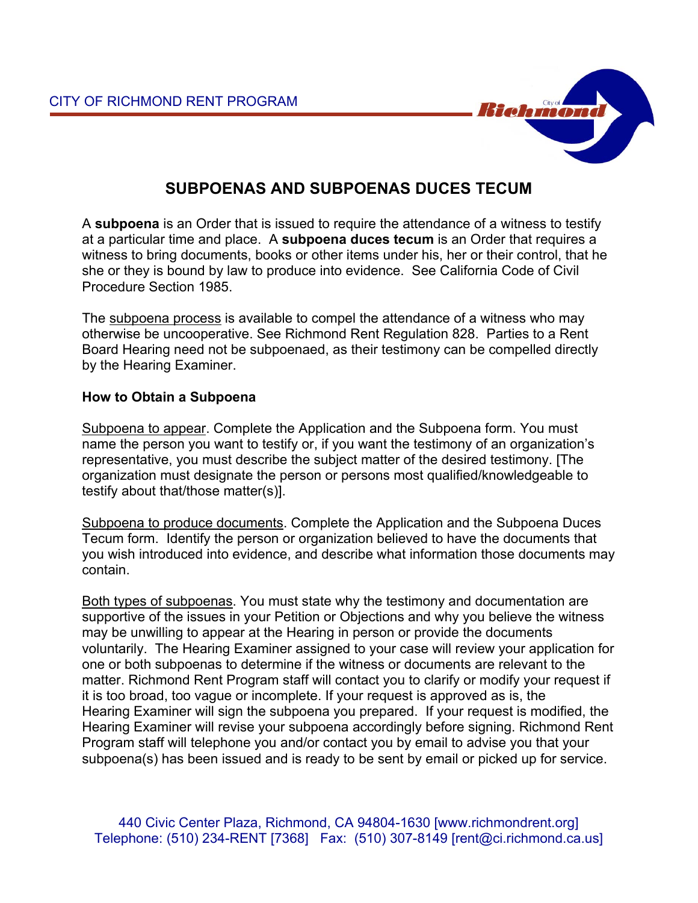CITY OF RICHMOND RENT PROGRAM

# SUBPOENAS AND SUBPOENAS DUCES TECUM

A **subpoena** is an Order that is issued to require the attendance of a witness to testify at a particular time and place. A **subpoena duces tecum** is an Order that requires a witness to bring documents, books or other items under his, her or their control, that he she or they is bound by law to produce into evidence. See California Code of Civil Procedure Section 1985.

The subpoena process is available to compel the attendance of a witness who may otherwise be uncooperative. See Richmond Rent Regulation 828. Parties to a Rent Board Hearing need not be subpoenaed, as their testimony can be compelled directly by the Hearing Examiner.

## How to Obtain a Subpoena

Subpoena to appear. Complete the Application and the Subpoena form. You must name the person you want to testify or, if you want the testimony of an organization's representative, you must describe the subject matter of the desired testimony. [The organization must designate the person or persons most qualified/knowledgeable to testify about that/those matter(s)].

Subpoena to produce documents. Complete the Application and the Subpoena Duces Tecum form. Identify the person or organization believed to have the documents that you wish introduced into evidence, and describe what information those documents may contain.

Both types of subpoenas. You must state why the testimony and documentation are supportive of the issues in your Petition or Objections and why you believe the witness may be unwilling to appear at the Hearing in person or provide the documents voluntarily. The Hearing Examiner assigned to your case will review your application for one or both subpoenas to determine if the witness or documents are relevant to the matter. Richmond Rent Program staff will contact you to clarify or modify your request if it is too broad, too vague or incomplete. If your request is approved as is, the Hearing Examiner will sign the subpoena you prepared. If your request is modified, the Hearing Examiner will revise your subpoena accordingly before signing. Richmond Rent Program staff will telephone you and/or contact you by email to advise you that your subpoena(s) has been issued and is ready to be sent by email or picked up for service.

440 Civic Center Plaza, Richmond, CA 94804-1630 [www.richmondrent.org]
Telephone: (510) 234-RENT [7368] Fax: (510) 307-8149 [rent@ci.richmond.ca.us]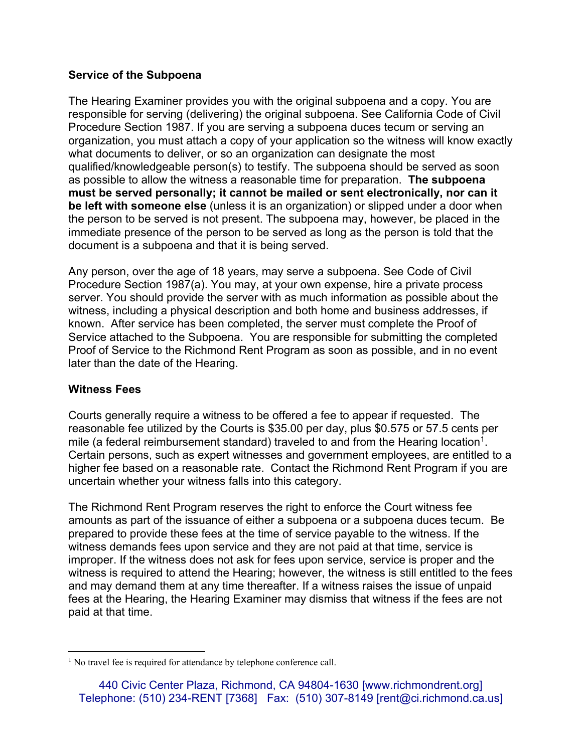## Service of the Subpoena

The Hearing Examiner provides you with the original subpoena and a copy. You are responsible for serving (delivering) the original subpoena. See California Code of Civil Procedure Section 1987. If you are serving a subpoena duces tecum or serving an organization, you must attach a copy of your application so the witness will know exactly what documents to deliver, or so an organization can designate the most qualified/knowledgeable person(s) to testify. The subpoena should be served as soon as possible to allow the witness a reasonable time for preparation. **The subpoena must be served personally; it cannot be mailed or sent electronically, nor can it be left with someone else** (unless it is an organization) or slipped under a door when the person to be served is not present. The subpoena may, however, be placed in the immediate presence of the person to be served as long as the person is told that the document is a subpoena and that it is being served.

Any person, over the age of 18 years, may serve a subpoena. See Code of Civil Procedure Section 1987(a). You may, at your own expense, hire a private process server. You should provide the server with as much information as possible about the witness, including a physical description and both home and business addresses, if known. After service has been completed, the server must complete the Proof of Service attached to the Subpoena. You are responsible for submitting the completed Proof of Service to the Richmond Rent Program as soon as possible, and in no event later than the date of the Hearing.

## Witness Fees

Courts generally require a witness to be offered a fee to appear if requested. The reasonable fee utilized by the Courts is $35.00 per day, plus $0.575 or 57.5 cents per mile (a federal reimbursement standard) traveled to and from the Hearing location[1]. Certain persons, such as expert witnesses and government employees, are entitled to a higher fee based on a reasonable rate. Contact the Richmond Rent Program if you are uncertain whether your witness falls into this category.

The Richmond Rent Program reserves the right to enforce the Court witness fee amounts as part of the issuance of either a subpoena or a subpoena duces tecum. Be prepared to provide these fees at the time of service payable to the witness. If the witness demands fees upon service and they are not paid at that time, service is improper. If the witness does not ask for fees upon service, service is proper and the witness is required to attend the Hearing; however, the witness is still entitled to the fees and may demand them at any time thereafter. If a witness raises the issue of unpaid fees at the Hearing, the Hearing Examiner may dismiss that witness if the fees are not paid at that time.

---

[1] No travel fee is required for attendance by telephone conference call.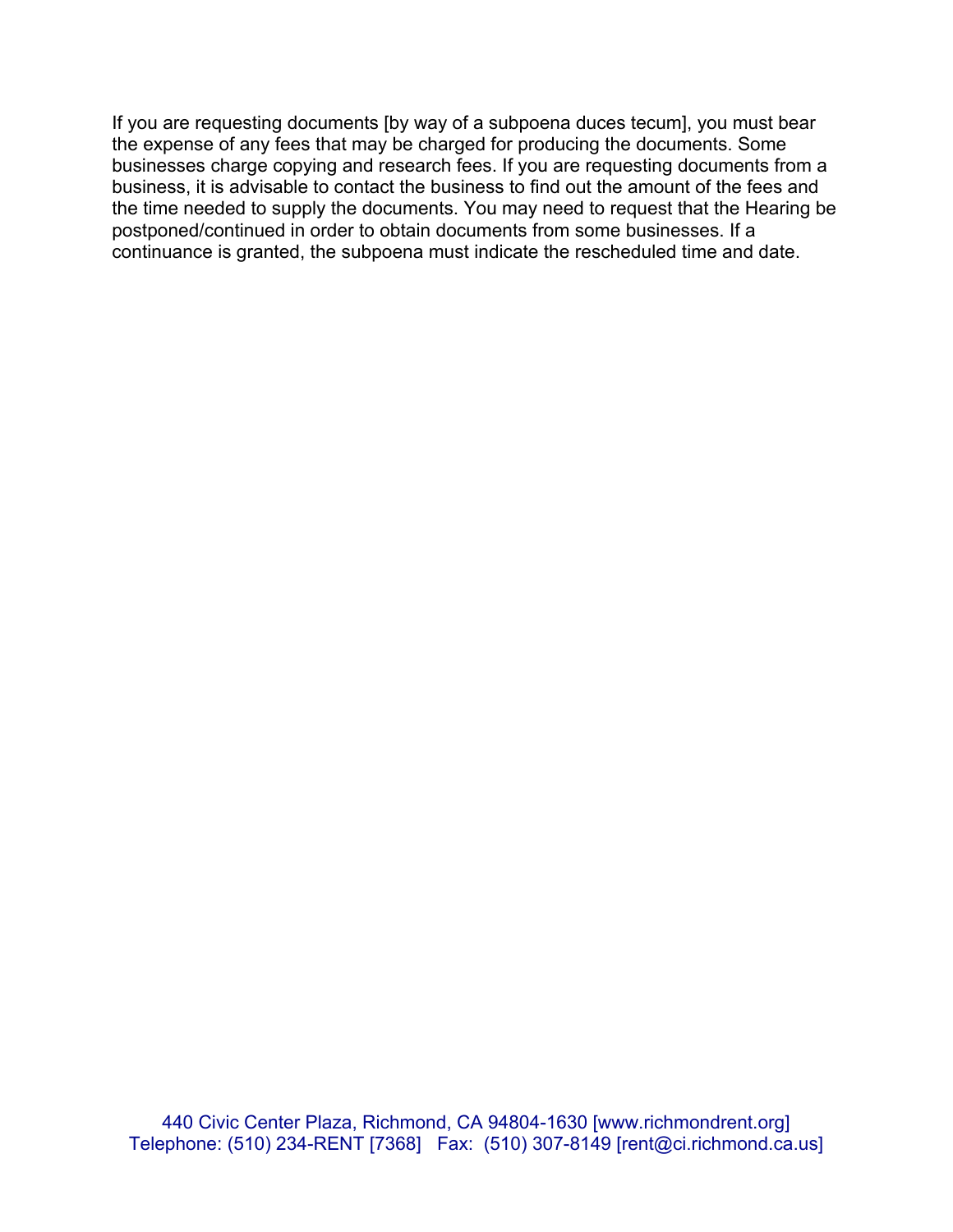If you are requesting documents [by way of a subpoena duces tecum], you must bear the expense of any fees that may be charged for producing the documents. Some businesses charge copying and research fees. If you are requesting documents from a business, it is advisable to contact the business to find out the amount of the fees and the time needed to supply the documents. You may need to request that the Hearing be postponed/continued in order to obtain documents from some businesses. If a continuance is granted, the subpoena must indicate the rescheduled time and date.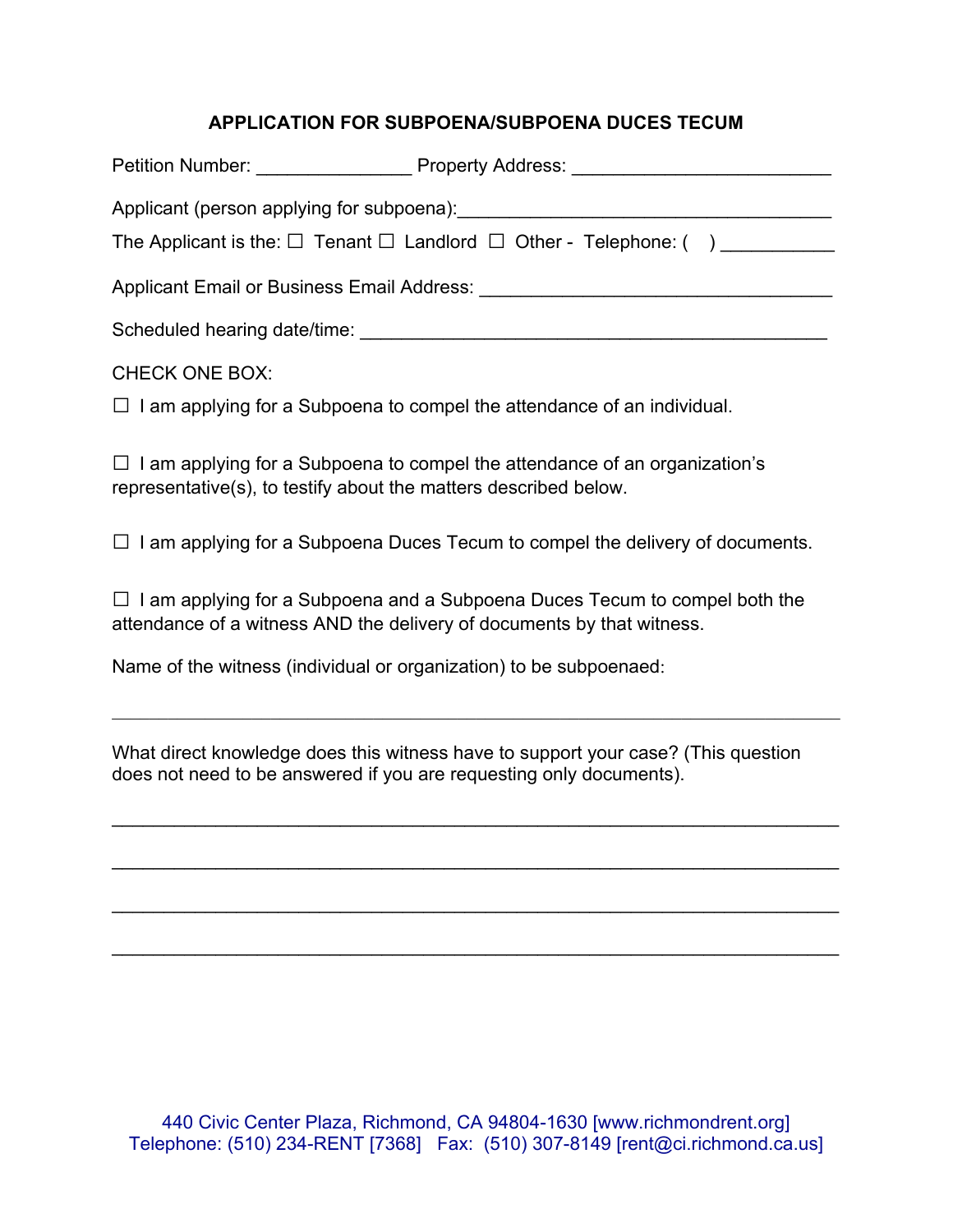## APPLICATION FOR SUBPOENA/SUBPOENA DUCES TECUM

Petition Number: _______________ Property Address: _________________________

Applicant (person applying for subpoena):_____________________________________

The Applicant is the: ☐ Tenant ☐ Landlord ☐ Other - Telephone: ( ) ___________

Applicant Email or Business Email Address: __________________________________

Scheduled hearing date/time: ______________________________________________

CHECK ONE BOX:

☐ I am applying for a Subpoena to compel the attendance of an individual.

☐ I am applying for a Subpoena to compel the attendance of an organization's representative(s), to testify about the matters described below.

☐ I am applying for a Subpoena Duces Tecum to compel the delivery of documents.

☐ I am applying for a Subpoena and a Subpoena Duces Tecum to compel both the attendance of a witness AND the delivery of documents by that witness.

Name of the witness (individual or organization) to be subpoenaed:

_____________________________________________________________________

What direct knowledge does this witness have to support your case? (This question does not need to be answered if you are requesting only documents).

_____________________________________________________________________

_____________________________________________________________________

_____________________________________________________________________

_____________________________________________________________________

440 Civic Center Plaza, Richmond, CA 94804-1630 [www.richmondrent.org]
Telephone: (510) 234-RENT [7368] Fax: (510) 307-8149 [rent@ci.richmond.ca.us]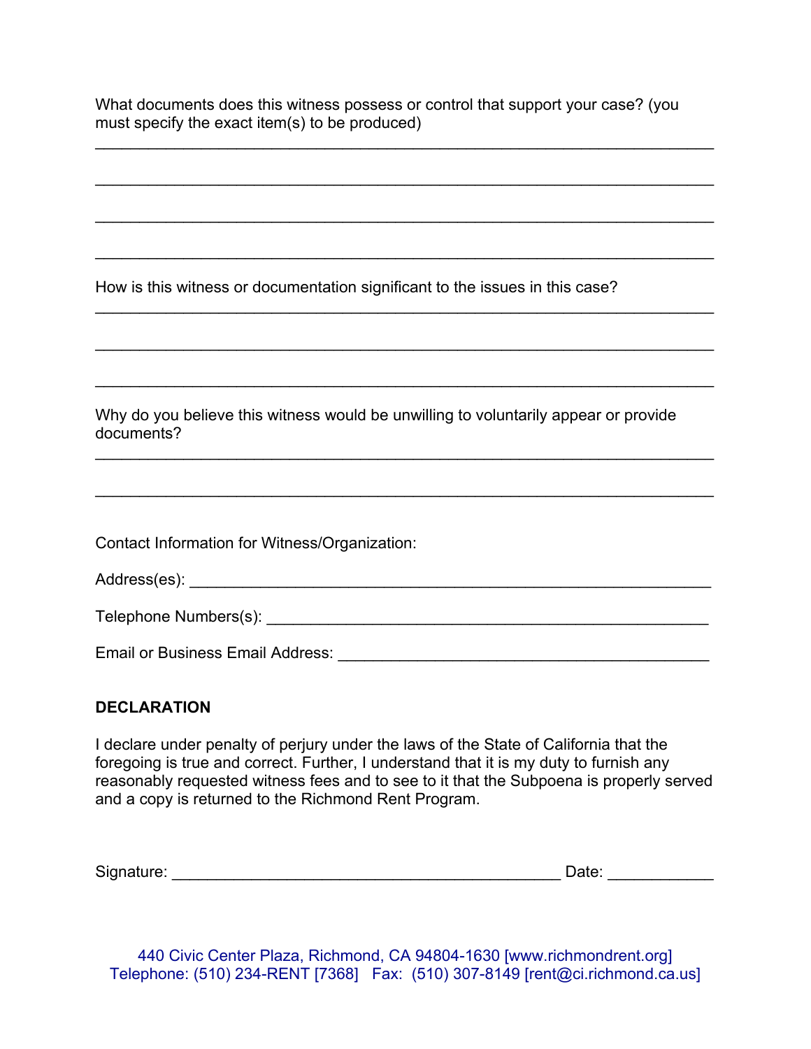What documents does this witness possess or control that support your case? (you must specify the exact item(s) to be produced)

_______________________________________________________________________

_______________________________________________________________________

_______________________________________________________________________

_______________________________________________________________________

How is this witness or documentation significant to the issues in this case?

_______________________________________________________________________

_______________________________________________________________________

_______________________________________________________________________

Why do you believe this witness would be unwilling to voluntarily appear or provide documents?

_______________________________________________________________________

_______________________________________________________________________

Contact Information for Witness/Organization:

Address(es): ___________________________________________________________

Telephone Numbers(s): __________________________________________________

Email or Business Email Address: ________________________________________

**DECLARATION**

I declare under penalty of perjury under the laws of the State of California that the foregoing is true and correct. Further, I understand that it is my duty to furnish any reasonably requested witness fees and to see to it that the Subpoena is properly served and a copy is returned to the Richmond Rent Program.

Signature: ___________________________________________ Date: ___________

440 Civic Center Plaza, Richmond, CA 94804-1630 [www.richmondrent.org]
Telephone: (510) 234-RENT [7368] Fax: (510) 307-8149 [rent@ci.richmond.ca.us]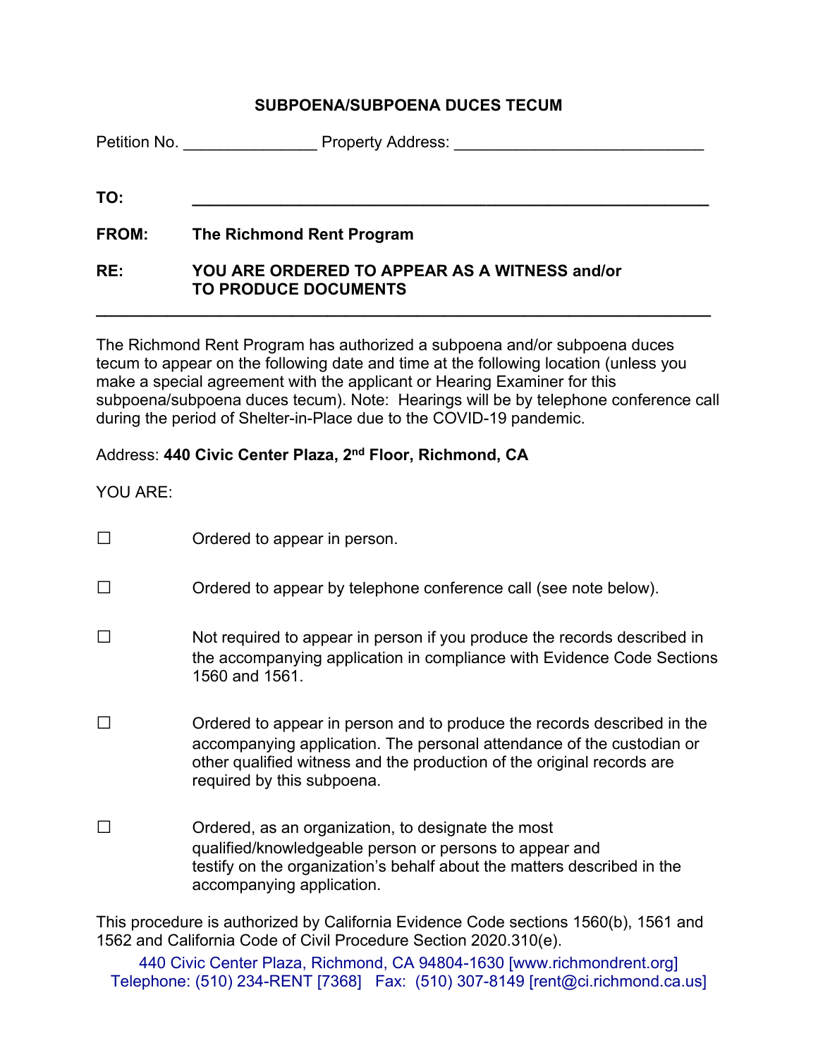# SUBPOENA/SUBPOENA DUCES TECUM

Petition No. _______________ Property Address: ____________________________

**TO:** ____________________________________________________________

**FROM:** **The Richmond Rent Program**

**RE:** **YOU ARE ORDERED TO APPEAR AS A WITNESS and/or TO PRODUCE DOCUMENTS**

---

The Richmond Rent Program has authorized a subpoena and/or subpoena duces tecum to appear on the following date and time at the following location (unless you make a special agreement with the applicant or Hearing Examiner for this subpoena/subpoena duces tecum). Note: Hearings will be by telephone conference call during the period of Shelter-in-Place due to the COVID-19 pandemic.

Address: **440 Civic Center Plaza, 2nd Floor, Richmond, CA**

YOU ARE:

☐ Ordered to appear in person.

☐ Ordered to appear by telephone conference call (see note below).

☐ Not required to appear in person if you produce the records described in the accompanying application in compliance with Evidence Code Sections 1560 and 1561.

☐ Ordered to appear in person and to produce the records described in the accompanying application. The personal attendance of the custodian or other qualified witness and the production of the original records are required by this subpoena.

☐ Ordered, as an organization, to designate the most qualified/knowledgeable person or persons to appear and testify on the organization's behalf about the matters described in the accompanying application.

This procedure is authorized by California Evidence Code sections 1560(b), 1561 and 1562 and California Code of Civil Procedure Section 2020.310(e).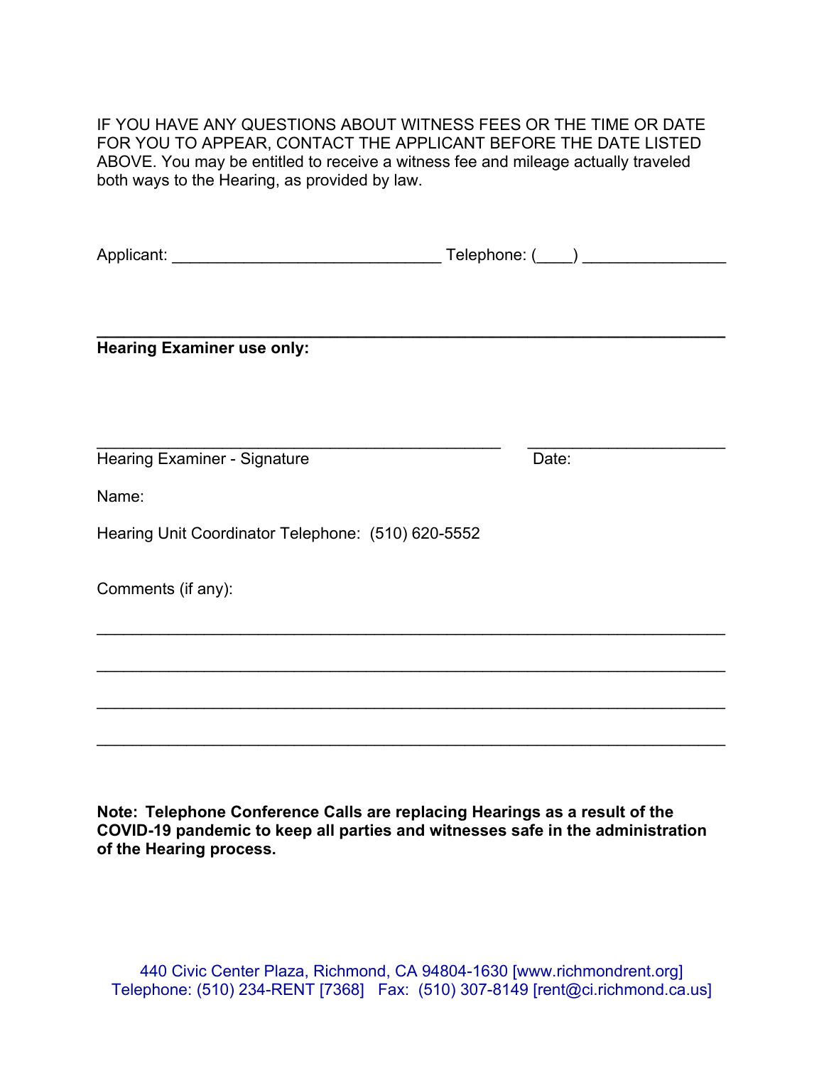IF YOU HAVE ANY QUESTIONS ABOUT WITNESS FEES OR THE TIME OR DATE FOR YOU TO APPEAR, CONTACT THE APPLICANT BEFORE THE DATE LISTED ABOVE. You may be entitled to receive a witness fee and mileage actually traveled both ways to the Hearing, as provided by law.

Applicant: ______________________________ Telephone: (____) ________________

---

**Hearing Examiner use only:**

_____________________________________________ ______________________

Hearing Examiner - Signature Date:

Name:

Hearing Unit Coordinator Telephone: (510) 620-5552

Comments (if any):

______________________________________________________________________

______________________________________________________________________

______________________________________________________________________

______________________________________________________________________

**Note: Telephone Conference Calls are replacing Hearings as a result of the COVID-19 pandemic to keep all parties and witnesses safe in the administration of the Hearing process.**

440 Civic Center Plaza, Richmond, CA 94804-1630 [www.richmondrent.org]
Telephone: (510) 234-RENT [7368] Fax: (510) 307-8149 [rent@ci.richmond.ca.us]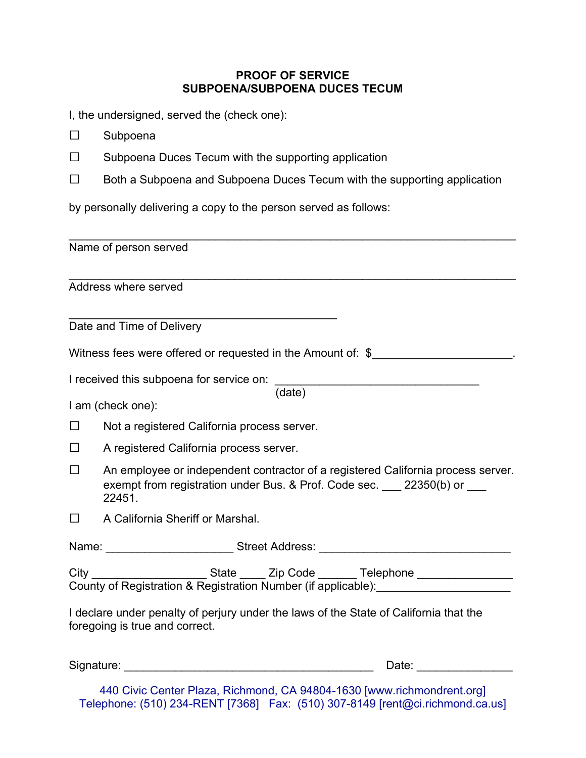**PROOF OF SERVICE**
**SUBPOENA/SUBPOENA DUCES TECUM**

I, the undersigned, served the (check one):

☐ Subpoena

☐ Subpoena Duces Tecum with the supporting application

☐ Both a Subpoena and Subpoena Duces Tecum with the supporting application

by personally delivering a copy to the person served as follows:

_______________________________________________________________

Name of person served

_______________________________________________________________

Address where served

______________________________________

Date and Time of Delivery

Witness fees were offered or requested in the Amount of: $____________________.

I received this subpoena for service on: ______________________________
(date)

I am (check one):

☐ Not a registered California process server.

☐ A registered California process server.

☐ An employee or independent contractor of a registered California process server. exempt from registration under Bus. & Prof. Code sec. ___ 22350(b) or ___ 22451.

☐ A California Sheriff or Marshal.

Name: __________________ Street Address: ____________________________

City ________________ State ____ Zip Code ______ Telephone ______________
County of Registration & Registration Number (if applicable):____________________

I declare under penalty of perjury under the laws of the State of California that the foregoing is true and correct.

Signature: ____________________________________ Date: ______________

440 Civic Center Plaza, Richmond, CA 94804-1630 [www.richmondrent.org]
Telephone: (510) 234-RENT [7368] Fax: (510) 307-8149 [rent@ci.richmond.ca.us]